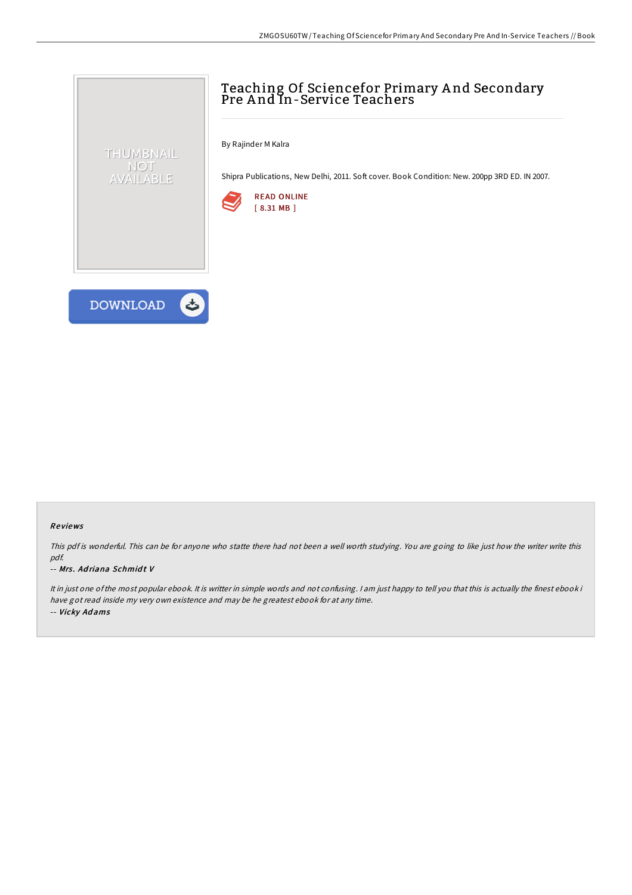# Teaching Of Sciencefor Primary And Secondary Pre And In-Service Teachers

By Rajinder M Kalra

Shipra Publications, New Delhi, 2011. Soft cover. Book Condition: New. 200pp 3RD ED. IN 2007.

READ ONLINE
[ 8.31 MB ]

DOWNLOAD

### Reviews

*This pdf is wonderful. This can be for anyone who statte there had not been a well worth studying. You are going to like just how the writer write this pdf.*

-- *Mrs. Adriana Schmidt V*

*It in just one of the most popular ebook. It is writter in simple words and not confusing. I am just happy to tell you that this is actually the finest ebook i have got read inside my very own existence and may be he greatest ebook for at any time.*

-- *Vicky Adams*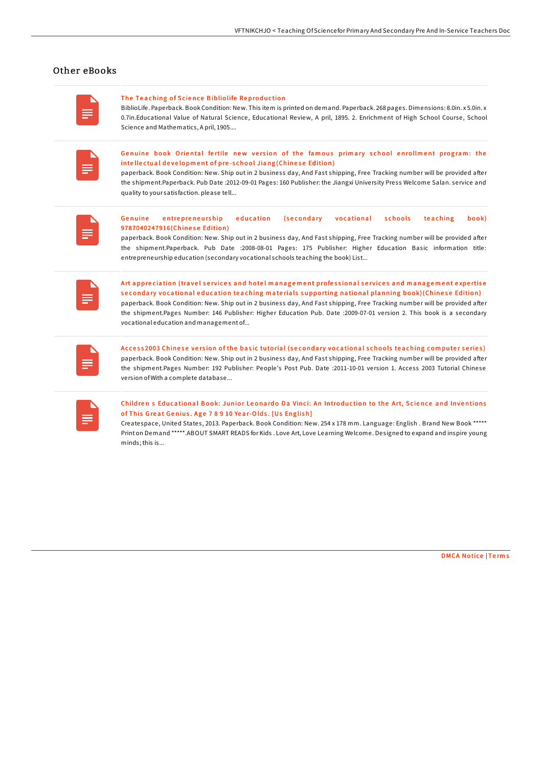## Other eBooks

**The Teaching of Science Bibliolife Reproduction**

BiblioLife. Paperback. Book Condition: New. This item is printed on demand. Paperback. 268 pages. Dimensions: 8.0in. x 5.0in. x 0.7in.Educational Value of Natural Science, Educational Review, A pril, 1895. 2. Enrichment of High School Course, School Science and Mathematics, A pril, 1905....

**Genuine book Oriental fertile new version of the famous primary school enrollment program: the intellectual development of pre-school Jiang(Chinese Edition)**

paperback. Book Condition: New. Ship out in 2 business day, And Fast shipping, Free Tracking number will be provided after the shipment.Paperback. Pub Date :2012-09-01 Pages: 160 Publisher: the Jiangxi University Press Welcome Salan. service and quality to your satisfaction. please tell...

**Genuine entrepreneurship education (secondary vocational schools teaching book) 9787040247916(Chinese Edition)**

paperback. Book Condition: New. Ship out in 2 business day, And Fast shipping, Free Tracking number will be provided after the shipment.Paperback. Pub Date :2008-08-01 Pages: 175 Publisher: Higher Education Basic information title: entrepreneurship education (secondary vocational schools teaching the book) List...

**Art appreciation (travel services and hotel management professional services and management expertise secondary vocational education teaching materials supporting national planning book)(Chinese Edition)**

paperback. Book Condition: New. Ship out in 2 business day, And Fast shipping, Free Tracking number will be provided after the shipment.Pages Number: 146 Publisher: Higher Education Pub. Date :2009-07-01 version 2. This book is a secondary vocational education and management of...

**Access2003 Chinese version of the basic tutorial (secondary vocational schools teaching computer series)**

paperback. Book Condition: New. Ship out in 2 business day, And Fast shipping, Free Tracking number will be provided after the shipment.Pages Number: 192 Publisher: People's Post Pub. Date :2011-10-01 version 1. Access 2003 Tutorial Chinese version of With a complete database...

**Children s Educational Book: Junior Leonardo Da Vinci: An Introduction to the Art, Science and Inventions of This Great Genius. Age 7 8 9 10 Year-Olds. [Us English]**

Createspace, United States, 2013. Paperback. Book Condition: New. 254 x 178 mm. Language: English . Brand New Book ***** Print on Demand *****.ABOUT SMART READS for Kids . Love Art, Love Learning Welcome. Designed to expand and inspire young minds; this is...

DMCA Notice | Terms